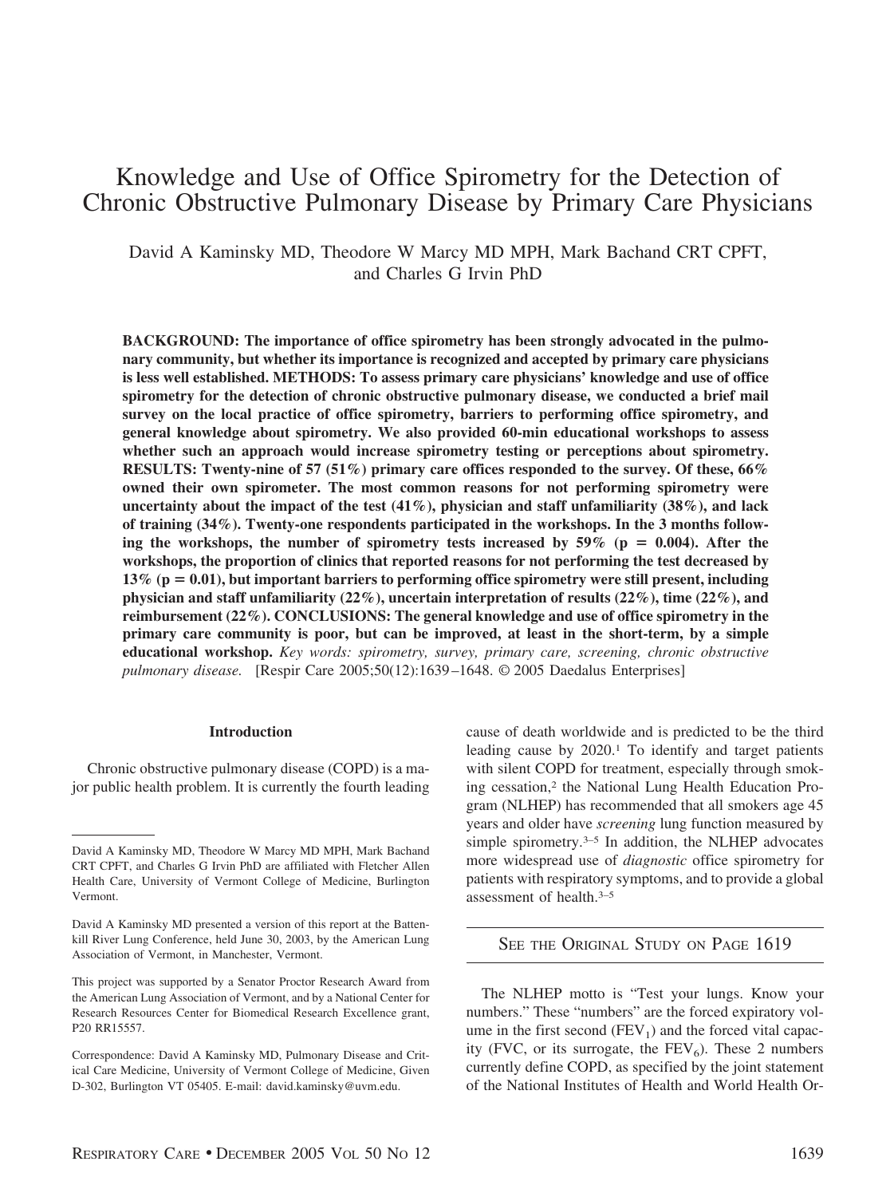# Knowledge and Use of Office Spirometry for the Detection of Chronic Obstructive Pulmonary Disease by Primary Care Physicians

David A Kaminsky MD, Theodore W Marcy MD MPH, Mark Bachand CRT CPFT, and Charles G Irvin PhD

**BACKGROUND: The importance of office spirometry has been strongly advocated in the pulmonary community, but whether its importance is recognized and accepted by primary care physicians is less well established. METHODS: To assess primary care physicians' knowledge and use of office spirometry for the detection of chronic obstructive pulmonary disease, we conducted a brief mail survey on the local practice of office spirometry, barriers to performing office spirometry, and general knowledge about spirometry. We also provided 60-min educational workshops to assess whether such an approach would increase spirometry testing or perceptions about spirometry. RESULTS: Twenty-nine of 57 (51%) primary care offices responded to the survey. Of these, 66% owned their own spirometer. The most common reasons for not performing spirometry were uncertainty about the impact of the test (41%), physician and staff unfamiliarity (38%), and lack of training (34%). Twenty-one respondents participated in the workshops. In the 3 months following the workshops, the number of spirometry tests increased by 59% ($p = 0.004$). After the workshops, the proportion of clinics that reported reasons for not performing the test decreased by 13% ($p = 0.01$), but important barriers to performing office spirometry were still present, including physician and staff unfamiliarity (22%), uncertain interpretation of results (22%), time (22%), and reimbursement (22%). CONCLUSIONS: The general knowledge and use of office spirometry in the primary care community is poor, but can be improved, at least in the short-term, by a simple educational workshop.** *Key words: spirometry, survey, primary care, screening, chronic obstructive pulmonary disease.* [Respir Care 2005;50(12):1639–1648. © 2005 Daedalus Enterprises]

## Introduction

Chronic obstructive pulmonary disease (COPD) is a major public health problem. It is currently the fourth leading cause of death worldwide and is predicted to be the third leading cause by 2020.[1] To identify and target patients with silent COPD for treatment, especially through smoking cessation,[2] the National Lung Health Education Program (NLHEP) has recommended that all smokers age 45 years and older have *screening* lung function measured by simple spirometry.[3–5] In addition, the NLHEP advocates more widespread use of *diagnostic* office spirometry for patients with respiratory symptoms, and to provide a global assessment of health.[3–5]

SEE THE ORIGINAL STUDY ON PAGE 1619

The NLHEP motto is "Test your lungs. Know your numbers." These "numbers" are the forced expiratory volume in the first second ($FEV_1$) and the forced vital capacity (FVC, or its surrogate, the $FEV_6$). These 2 numbers currently define COPD, as specified by the joint statement of the National Institutes of Health and World Health Or-

---

David A Kaminsky MD, Theodore W Marcy MD MPH, Mark Bachand CRT CPFT, and Charles G Irvin PhD are affiliated with Fletcher Allen Health Care, University of Vermont College of Medicine, Burlington Vermont.

David A Kaminsky MD presented a version of this report at the Battenkill River Lung Conference, held June 30, 2003, by the American Lung Association of Vermont, in Manchester, Vermont.

This project was supported by a Senator Proctor Research Award from the American Lung Association of Vermont, and by a National Center for Research Resources Center for Biomedical Research Excellence grant, P20 RR15557.

Correspondence: David A Kaminsky MD, Pulmonary Disease and Critical Care Medicine, University of Vermont College of Medicine, Given D-302, Burlington VT 05405. E-mail: david.kaminsky@uvm.edu.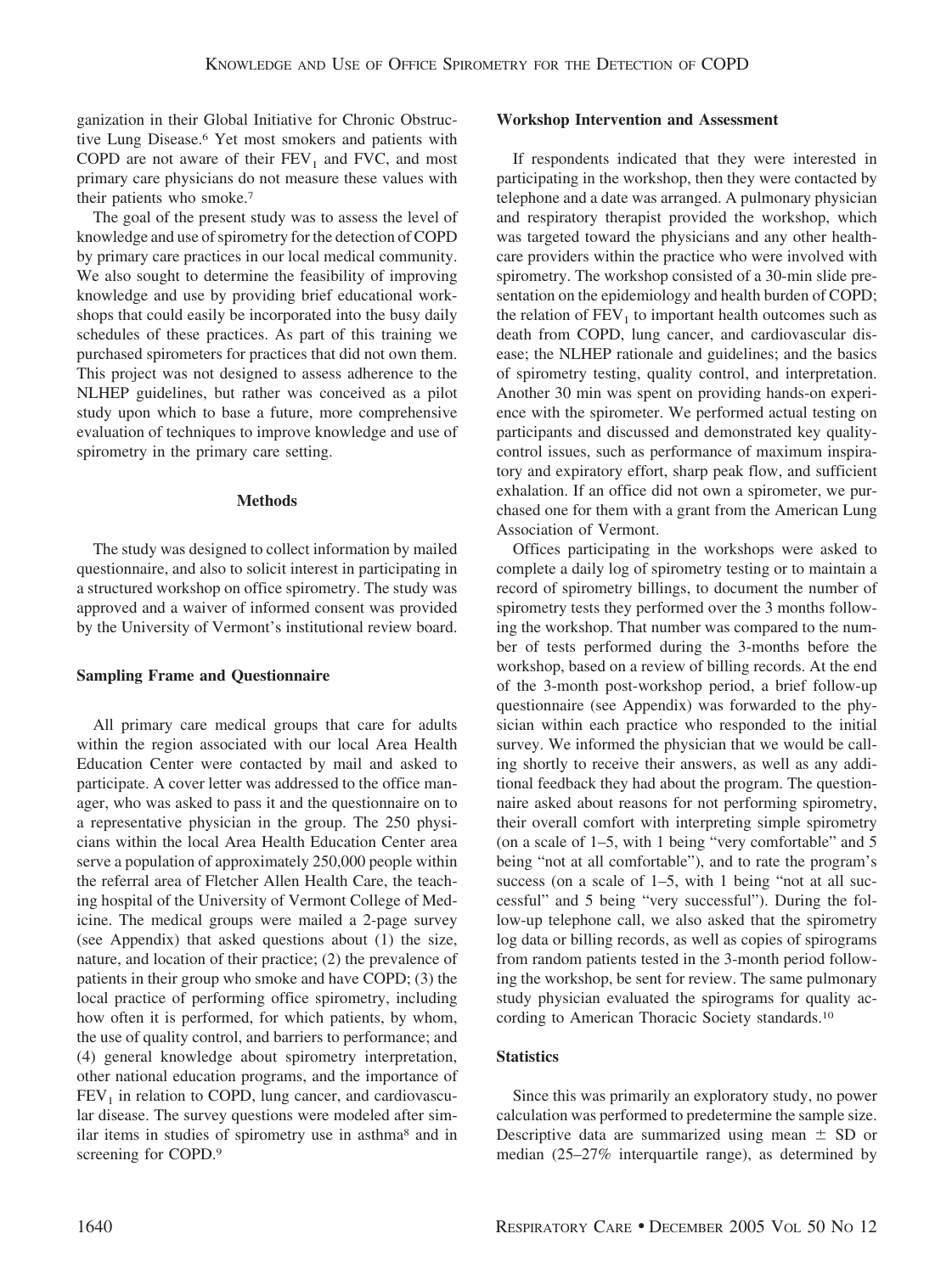ganization in their Global Initiative for Chronic Obstructive Lung Disease.[6] Yet most smokers and patients with COPD are not aware of their $FEV_1$ and FVC, and most primary care physicians do not measure these values with their patients who smoke.[7]

The goal of the present study was to assess the level of knowledge and use of spirometry for the detection of COPD by primary care practices in our local medical community. We also sought to determine the feasibility of improving knowledge and use by providing brief educational workshops that could easily be incorporated into the busy daily schedules of these practices. As part of this training we purchased spirometers for practices that did not own them. This project was not designed to assess adherence to the NLHEP guidelines, but rather was conceived as a pilot study upon which to base a future, more comprehensive evaluation of techniques to improve knowledge and use of spirometry in the primary care setting.

## Methods

The study was designed to collect information by mailed questionnaire, and also to solicit interest in participating in a structured workshop on office spirometry. The study was approved and a waiver of informed consent was provided by the University of Vermont's institutional review board.

### Sampling Frame and Questionnaire

All primary care medical groups that care for adults within the region associated with our local Area Health Education Center were contacted by mail and asked to participate. A cover letter was addressed to the office manager, who was asked to pass it and the questionnaire on to a representative physician in the group. The 250 physicians within the local Area Health Education Center area serve a population of approximately 250,000 people within the referral area of Fletcher Allen Health Care, the teaching hospital of the University of Vermont College of Medicine. The medical groups were mailed a 2-page survey (see Appendix) that asked questions about (1) the size, nature, and location of their practice; (2) the prevalence of patients in their group who smoke and have COPD; (3) the local practice of performing office spirometry, including how often it is performed, for which patients, by whom, the use of quality control, and barriers to performance; and (4) general knowledge about spirometry interpretation, other national education programs, and the importance of $FEV_1$ in relation to COPD, lung cancer, and cardiovascular disease. The survey questions were modeled after similar items in studies of spirometry use in asthma[8] and in screening for COPD.[9]

### Workshop Intervention and Assessment

If respondents indicated that they were interested in participating in the workshop, then they were contacted by telephone and a date was arranged. A pulmonary physician and respiratory therapist provided the workshop, which was targeted toward the physicians and any other healthcare providers within the practice who were involved with spirometry. The workshop consisted of a 30-min slide presentation on the epidemiology and health burden of COPD; the relation of $FEV_1$ to important health outcomes such as death from COPD, lung cancer, and cardiovascular disease; the NLHEP rationale and guidelines; and the basics of spirometry testing, quality control, and interpretation. Another 30 min was spent on providing hands-on experience with the spirometer. We performed actual testing on participants and discussed and demonstrated key quality-control issues, such as performance of maximum inspiratory and expiratory effort, sharp peak flow, and sufficient exhalation. If an office did not own a spirometer, we purchased one for them with a grant from the American Lung Association of Vermont.

Offices participating in the workshops were asked to complete a daily log of spirometry testing or to maintain a record of spirometry billings, to document the number of spirometry tests they performed over the 3 months following the workshop. That number was compared to the number of tests performed during the 3-months before the workshop, based on a review of billing records. At the end of the 3-month post-workshop period, a brief follow-up questionnaire (see Appendix) was forwarded to the physician within each practice who responded to the initial survey. We informed the physician that we would be calling shortly to receive their answers, as well as any additional feedback they had about the program. The questionnaire asked about reasons for not performing spirometry, their overall comfort with interpreting simple spirometry (on a scale of 1–5, with 1 being "very comfortable" and 5 being "not at all comfortable"), and to rate the program's success (on a scale of 1–5, with 1 being "not at all successful" and 5 being "very successful"). During the follow-up telephone call, we also asked that the spirometry log data or billing records, as well as copies of spirograms from random patients tested in the 3-month period following the workshop, be sent for review. The same pulmonary study physician evaluated the spirograms for quality according to American Thoracic Society standards.[10]

### Statistics

Since this was primarily an exploratory study, no power calculation was performed to predetermine the sample size. Descriptive data are summarized using mean ± SD or median (25–27% interquartile range), as determined by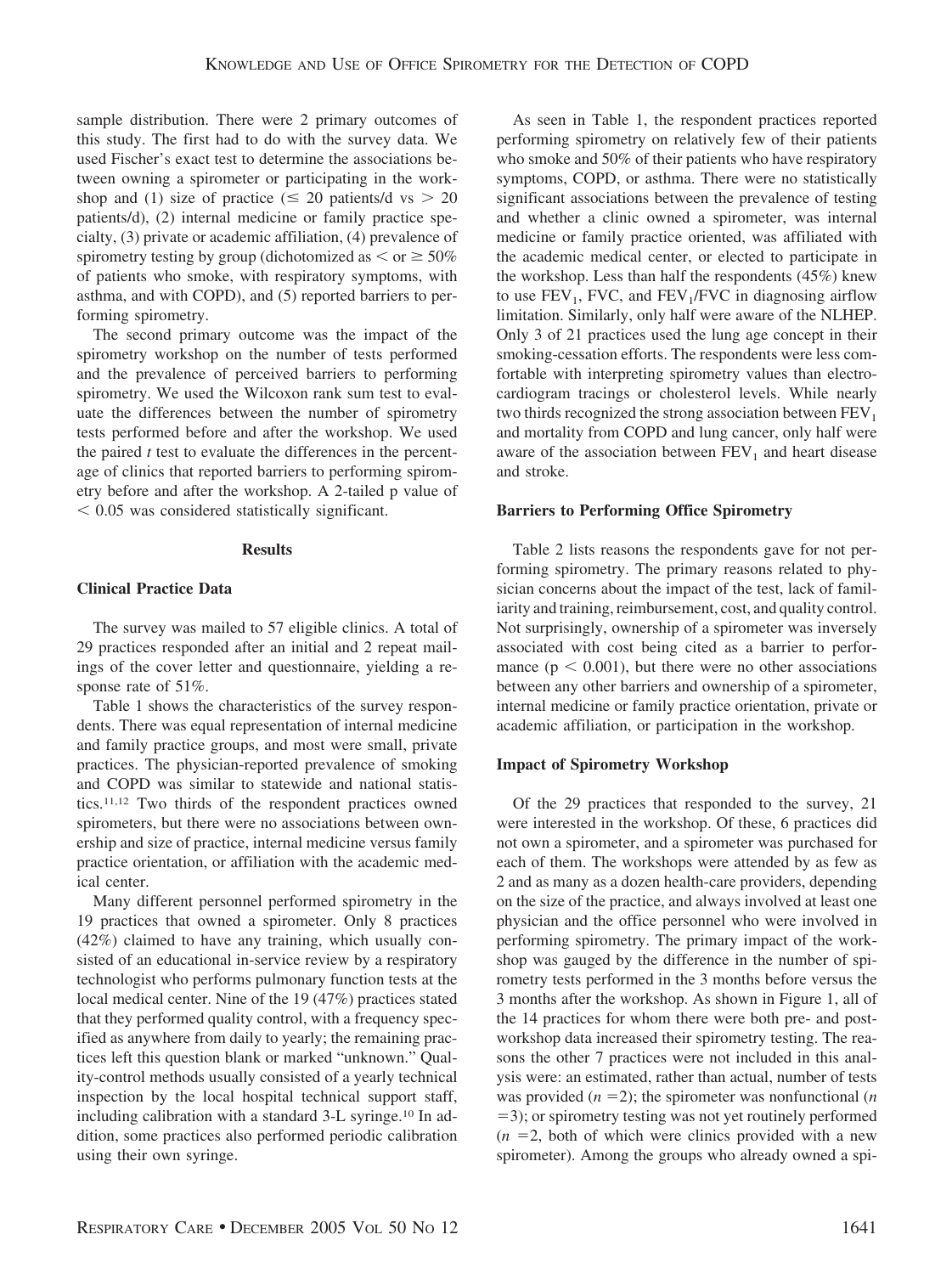sample distribution. There were 2 primary outcomes of this study. The first had to do with the survey data. We used Fischer's exact test to determine the associations between owning a spirometer or participating in the workshop and (1) size of practice ($\leq$ 20 patients/d vs $>$ 20 patients/d), (2) internal medicine or family practice specialty, (3) private or academic affiliation, (4) prevalence of spirometry testing by group (dichotomized as $<$ or $\geq$ 50% of patients who smoke, with respiratory symptoms, with asthma, and with COPD), and (5) reported barriers to performing spirometry.

The second primary outcome was the impact of the spirometry workshop on the number of tests performed and the prevalence of perceived barriers to performing spirometry. We used the Wilcoxon rank sum test to evaluate the differences between the number of spirometry tests performed before and after the workshop. We used the paired *t* test to evaluate the differences in the percentage of clinics that reported barriers to performing spirometry before and after the workshop. A 2-tailed p value of $<$ 0.05 was considered statistically significant.

## Results

### Clinical Practice Data

The survey was mailed to 57 eligible clinics. A total of 29 practices responded after an initial and 2 repeat mailings of the cover letter and questionnaire, yielding a response rate of 51%.

Table 1 shows the characteristics of the survey respondents. There was equal representation of internal medicine and family practice groups, and most were small, private practices. The physician-reported prevalence of smoking and COPD was similar to statewide and national statistics.[11,12] Two thirds of the respondent practices owned spirometers, but there were no associations between ownership and size of practice, internal medicine versus family practice orientation, or affiliation with the academic medical center.

Many different personnel performed spirometry in the 19 practices that owned a spirometer. Only 8 practices (42%) claimed to have any training, which usually consisted of an educational in-service review by a respiratory technologist who performs pulmonary function tests at the local medical center. Nine of the 19 (47%) practices stated that they performed quality control, with a frequency specified as anywhere from daily to yearly; the remaining practices left this question blank or marked "unknown." Quality-control methods usually consisted of a yearly technical inspection by the local hospital technical support staff, including calibration with a standard 3-L syringe.[10] In addition, some practices also performed periodic calibration using their own syringe.

As seen in Table 1, the respondent practices reported performing spirometry on relatively few of their patients who smoke and 50% of their patients who have respiratory symptoms, COPD, or asthma. There were no statistically significant associations between the prevalence of testing and whether a clinic owned a spirometer, was internal medicine or family practice oriented, was affiliated with the academic medical center, or elected to participate in the workshop. Less than half the respondents (45%) knew to use $FEV_1$, FVC, and $FEV_1$/FVC in diagnosing airflow limitation. Similarly, only half were aware of the NLHEP. Only 3 of 21 practices used the lung age concept in their smoking-cessation efforts. The respondents were less comfortable with interpreting spirometry values than electrocardiogram tracings or cholesterol levels. While nearly two thirds recognized the strong association between $FEV_1$ and mortality from COPD and lung cancer, only half were aware of the association between $FEV_1$ and heart disease and stroke.

### Barriers to Performing Office Spirometry

Table 2 lists reasons the respondents gave for not performing spirometry. The primary reasons related to physician concerns about the impact of the test, lack of familiarity and training, reimbursement, cost, and quality control. Not surprisingly, ownership of a spirometer was inversely associated with cost being cited as a barrier to performance ($p < 0.001$), but there were no other associations between any other barriers and ownership of a spirometer, internal medicine or family practice orientation, private or academic affiliation, or participation in the workshop.

### Impact of Spirometry Workshop

Of the 29 practices that responded to the survey, 21 were interested in the workshop. Of these, 6 practices did not own a spirometer, and a spirometer was purchased for each of them. The workshops were attended by as few as 2 and as many as a dozen health-care providers, depending on the size of the practice, and always involved at least one physician and the office personnel who were involved in performing spirometry. The primary impact of the workshop was gauged by the difference in the number of spirometry tests performed in the 3 months before versus the 3 months after the workshop. As shown in Figure 1, all of the 14 practices for whom there were both pre- and post-workshop data increased their spirometry testing. The reasons the other 7 practices were not included in this analysis were: an estimated, rather than actual, number of tests was provided ($n = 2$); the spirometer was nonfunctional ($n = 3$); or spirometry testing was not yet routinely performed ($n = 2$, both of which were clinics provided with a new spirometer). Among the groups who already owned a spi-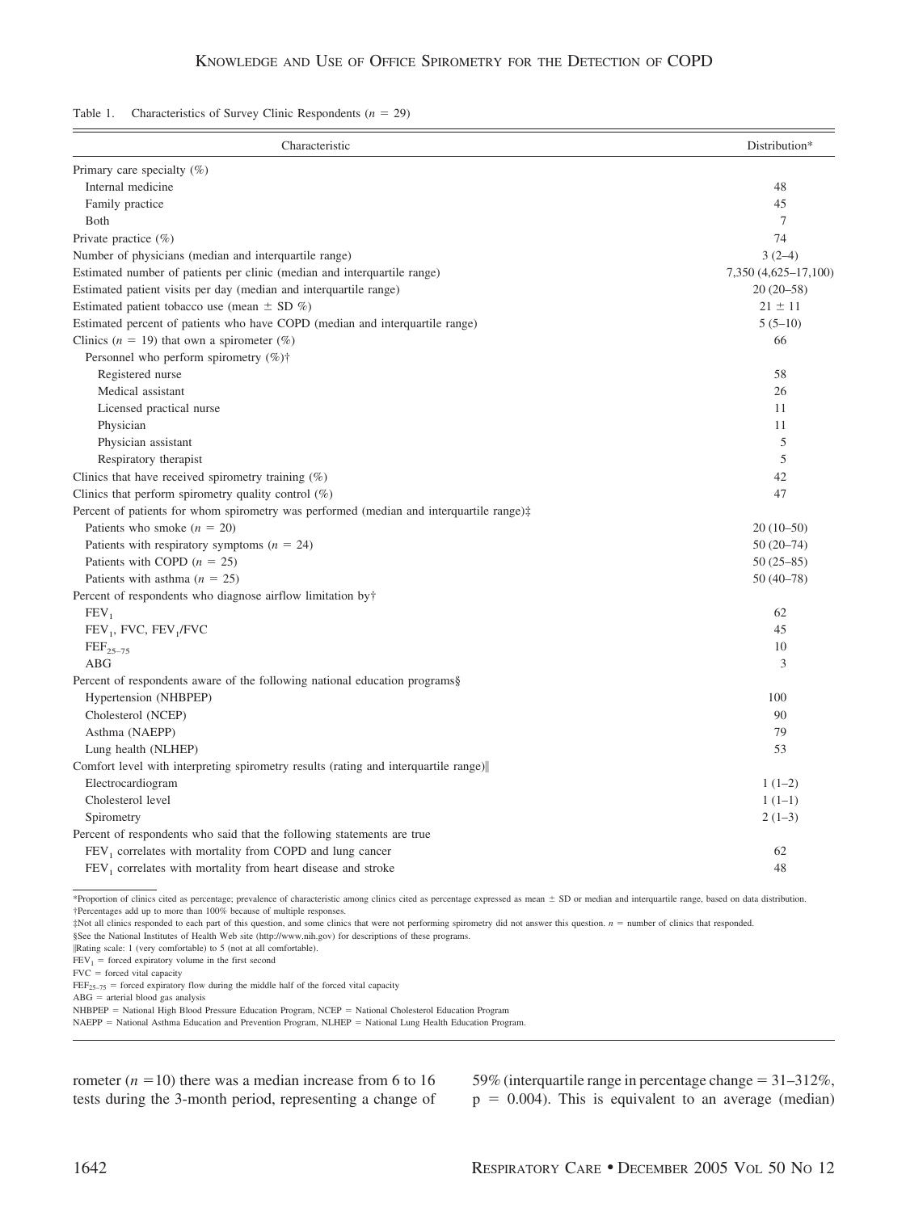Table 1. Characteristics of Survey Clinic Respondents ($n$ = 29)

| Characteristic | Distribution* |
|---|---|
| Primary care specialty (%) | |
| Internal medicine | 48 |
| Family practice | 45 |
| Both | 7 |
| Private practice (%) | 74 |
| Number of physicians (median and interquartile range) | 3 (2–4) |
| Estimated number of patients per clinic (median and interquartile range) | 7,350 (4,625–17,100) |
| Estimated patient visits per day (median and interquartile range) | 20 (20–58) |
| Estimated patient tobacco use (mean ± SD %) | 21 ± 11 |
| Estimated percent of patients who have COPD (median and interquartile range) | 5 (5–10) |
| Clinics ($n$ = 19) that own a spirometer (%) | 66 |
| Personnel who perform spirometry (%)† | |
| Registered nurse | 58 |
| Medical assistant | 26 |
| Licensed practical nurse | 11 |
| Physician | 11 |
| Physician assistant | 5 |
| Respiratory therapist | 5 |
| Clinics that have received spirometry training (%) | 42 |
| Clinics that perform spirometry quality control (%) | 47 |
| Percent of patients for whom spirometry was performed (median and interquartile range)‡ | |
| Patients who smoke ($n$ = 20) | 20 (10–50) |
| Patients with respiratory symptoms ($n$ = 24) | 50 (20–74) |
| Patients with COPD ($n$ = 25) | 50 (25–85) |
| Patients with asthma ($n$ = 25) | 50 (40–78) |
| Percent of respondents who diagnose airflow limitation by† | |
| $FEV_1$ | 62 |
| $FEV_1$, FVC, $FEV_1$/FVC | 45 |
| $FEF_{25-75}$ | 10 |
| ABG | 3 |
| Percent of respondents aware of the following national education programs§ | |
| Hypertension (NHBPEP) | 100 |
| Cholesterol (NCEP) | 90 |
| Asthma (NAEPP) | 79 |
| Lung health (NLHEP) | 53 |
| Comfort level with interpreting spirometry results (rating and interquartile range)‖ | |
| Electrocardiogram | 1 (1–2) |
| Cholesterol level | 1 (1–1) |
| Spirometry | 2 (1–3) |
| Percent of respondents who said that the following statements are true | |
| $FEV_1$ correlates with mortality from COPD and lung cancer | 62 |
| $FEV_1$ correlates with mortality from heart disease and stroke | 48 |

*Proportion of clinics cited as percentage; prevalence of characteristic among clinics cited as percentage expressed as mean ± SD or median and interquartile range, based on data distribution.
†Percentages add up to more than 100% because of multiple responses.
‡Not all clinics responded to each part of this question, and some clinics that were not performing spirometry did not answer this question. $n$ = number of clinics that responded.
§See the National Institutes of Health Web site (http://www.nih.gov) for descriptions of these programs.
‖Rating scale: 1 (very comfortable) to 5 (not at all comfortable).
$FEV_1$ = forced expiratory volume in the first second
FVC = forced vital capacity
$FEF_{25-75}$ = forced expiratory flow during the middle half of the forced vital capacity
ABG = arterial blood gas analysis
NHBPEP = National High Blood Pressure Education Program, NCEP = National Cholesterol Education Program
NAEPP = National Asthma Education and Prevention Program, NLHEP = National Lung Health Education Program.

rometer ($n$ =10) there was a median increase from 6 to 16 tests during the 3-month period, representing a change of 59% (interquartile range in percentage change = 31–312%, $p$ = 0.004). This is equivalent to an average (median)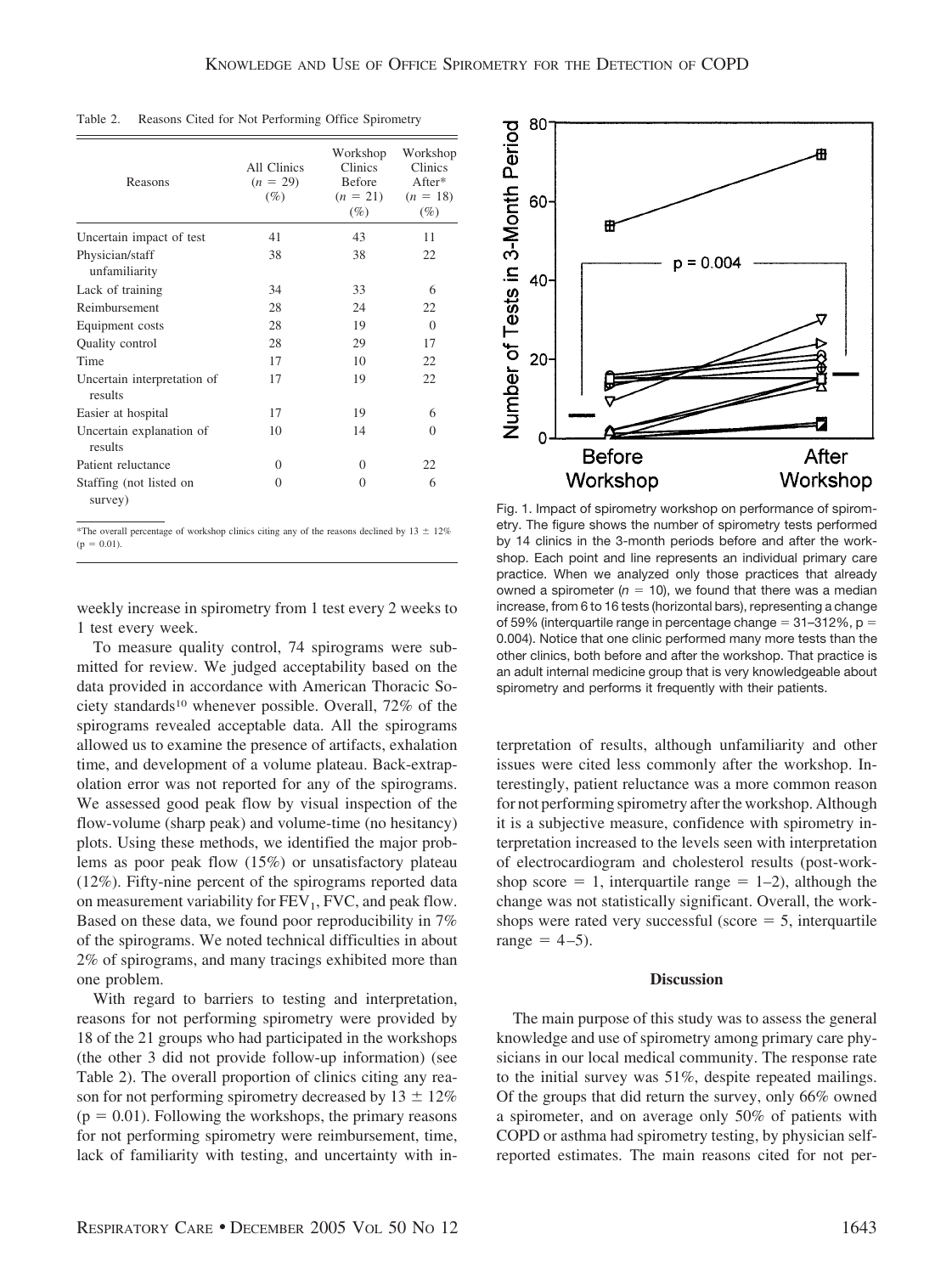Table 2. Reasons Cited for Not Performing Office Spirometry

| Reasons | All Clinics ($n = 29$) (%) | Workshop Clinics Before ($n = 21$) (%) | Workshop Clinics After* ($n = 18$) (%) |
|---|---|---|---|
| Uncertain impact of test | 41 | 43 | 11 |
| Physician/staff unfamiliarity | 38 | 38 | 22 |
| Lack of training | 34 | 33 | 6 |
| Reimbursement | 28 | 24 | 22 |
| Equipment costs | 28 | 19 | 0 |
| Quality control | 28 | 29 | 17 |
| Time | 17 | 10 | 22 |
| Uncertain interpretation of results | 17 | 19 | 22 |
| Easier at hospital | 17 | 19 | 6 |
| Uncertain explanation of results | 10 | 14 | 0 |
| Patient reluctance | 0 | 0 | 22 |
| Staffing (not listed on survey) | 0 | 0 | 6 |

*The overall percentage of workshop clinics citing any of the reasons declined by 13 ± 12% ($p = 0.01$).

weekly increase in spirometry from 1 test every 2 weeks to 1 test every week.

To measure quality control, 74 spirograms were submitted for review. We judged acceptability based on the data provided in accordance with American Thoracic Society standards[10] whenever possible. Overall, 72% of the spirograms revealed acceptable data. All the spirograms allowed us to examine the presence of artifacts, exhalation time, and development of a volume plateau. Back-extrapolation error was not reported for any of the spirograms. We assessed good peak flow by visual inspection of the flow-volume (sharp peak) and volume-time (no hesitancy) plots. Using these methods, we identified the major problems as poor peak flow (15%) or unsatisfactory plateau (12%). Fifty-nine percent of the spirograms reported data on measurement variability for $FEV_1$, FVC, and peak flow. Based on these data, we found poor reproducibility in 7% of the spirograms. We noted technical difficulties in about 2% of spirograms, and many tracings exhibited more than one problem.

With regard to barriers to testing and interpretation, reasons for not performing spirometry were provided by 18 of the 21 groups who had participated in the workshops (the other 3 did not provide follow-up information) (see Table 2). The overall proportion of clinics citing any reason for not performing spirometry decreased by 13 ± 12% ($p = 0.01$). Following the workshops, the primary reasons for not performing spirometry were reimbursement, time, lack of familiarity with testing, and uncertainty with interpretation of results, although unfamiliarity and other issues were cited less commonly after the workshop. Interestingly, patient reluctance was a more common reason for not performing spirometry after the workshop. Although it is a subjective measure, confidence with spirometry interpretation increased to the levels seen with interpretation of electrocardiogram and cholesterol results (post-workshop score = 1, interquartile range = 1–2), although the change was not statistically significant. Overall, the workshops were rated very successful (score = 5, interquartile range = 4–5).

Number of Tests in 3-Month Period
80
60
40
20
0
p = 0.004
Before Workshop
After Workshop

Fig. 1. Impact of spirometry workshop on performance of spirometry. The figure shows the number of spirometry tests performed by 14 clinics in the 3-month periods before and after the workshop. Each point and line represents an individual primary care practice. When we analyzed only those practices that already owned a spirometer ($n = 10$), we found that there was a median increase, from 6 to 16 tests (horizontal bars), representing a change of 59% (interquartile range in percentage change = 31–312%, $p = 0.004$). Notice that one clinic performed many more tests than the other clinics, both before and after the workshop. That practice is an adult internal medicine group that is very knowledgeable about spirometry and performs it frequently with their patients.

## Discussion

The main purpose of this study was to assess the general knowledge and use of spirometry among primary care physicians in our local medical community. The response rate to the initial survey was 51%, despite repeated mailings. Of the groups that did return the survey, only 66% owned a spirometer, and on average only 50% of patients with COPD or asthma had spirometry testing, by physician self-reported estimates. The main reasons cited for not per-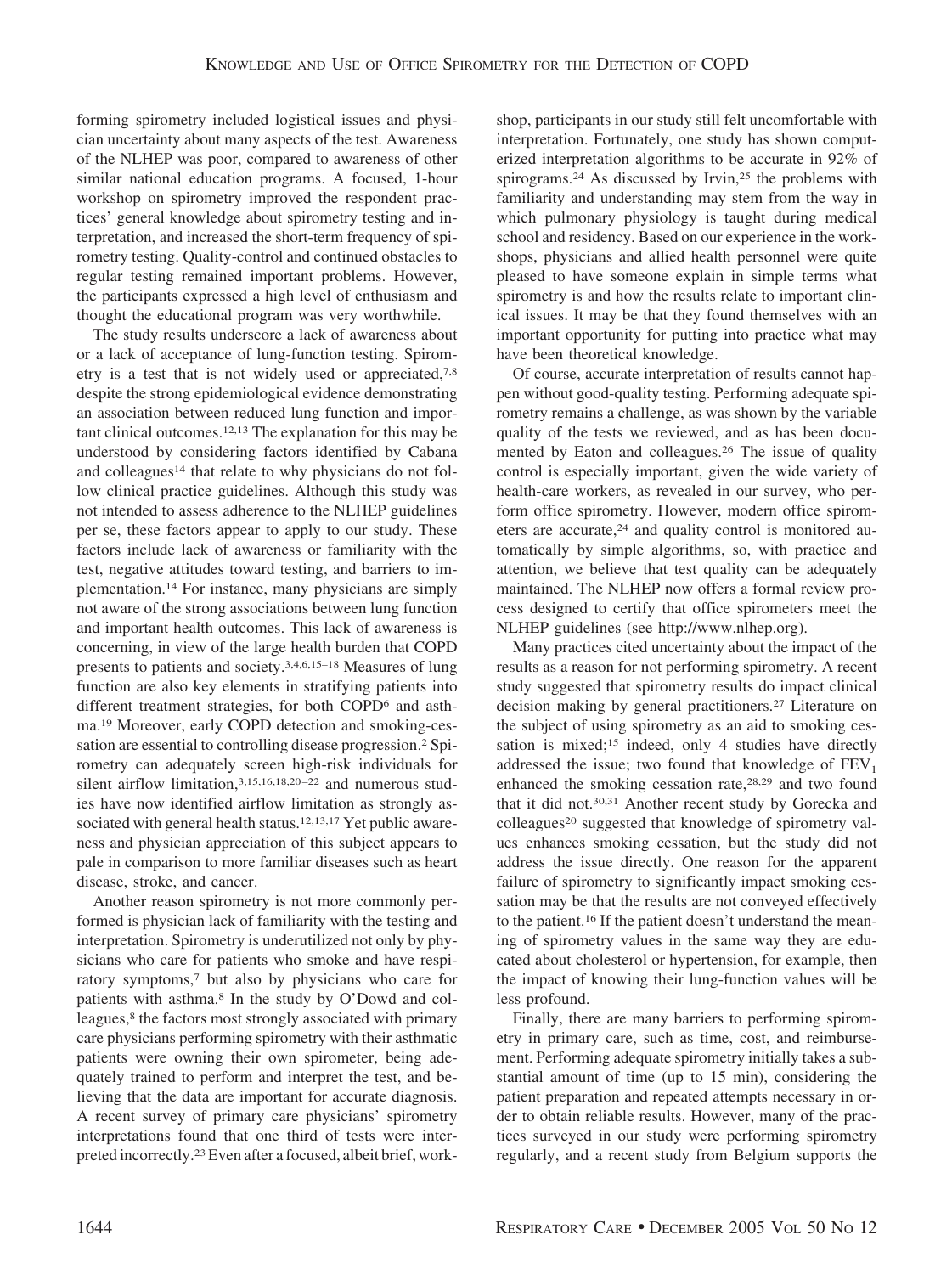forming spirometry included logistical issues and physician uncertainty about many aspects of the test. Awareness of the NLHEP was poor, compared to awareness of other similar national education programs. A focused, 1-hour workshop on spirometry improved the respondent practices' general knowledge about spirometry testing and interpretation, and increased the short-term frequency of spirometry testing. Quality-control and continued obstacles to regular testing remained important problems. However, the participants expressed a high level of enthusiasm and thought the educational program was very worthwhile.

The study results underscore a lack of awareness about or a lack of acceptance of lung-function testing. Spirometry is a test that is not widely used or appreciated,[7,8] despite the strong epidemiological evidence demonstrating an association between reduced lung function and important clinical outcomes.[12,13] The explanation for this may be understood by considering factors identified by Cabana and colleagues[14] that relate to why physicians do not follow clinical practice guidelines. Although this study was not intended to assess adherence to the NLHEP guidelines per se, these factors appear to apply to our study. These factors include lack of awareness or familiarity with the test, negative attitudes toward testing, and barriers to implementation.[14] For instance, many physicians are simply not aware of the strong associations between lung function and important health outcomes. This lack of awareness is concerning, in view of the large health burden that COPD presents to patients and society.[3,4,6,15–18] Measures of lung function are also key elements in stratifying patients into different treatment strategies, for both COPD[6] and asthma.[19] Moreover, early COPD detection and smoking-cessation are essential to controlling disease progression.[2] Spirometry can adequately screen high-risk individuals for silent airflow limitation,[3,15,16,18,20–22] and numerous studies have now identified airflow limitation as strongly associated with general health status.[12,13,17] Yet public awareness and physician appreciation of this subject appears to pale in comparison to more familiar diseases such as heart disease, stroke, and cancer.

Another reason spirometry is not more commonly performed is physician lack of familiarity with the testing and interpretation. Spirometry is underutilized not only by physicians who care for patients who smoke and have respiratory symptoms,[7] but also by physicians who care for patients with asthma.[8] In the study by O'Dowd and colleagues,[8] the factors most strongly associated with primary care physicians performing spirometry with their asthmatic patients were owning their own spirometer, being adequately trained to perform and interpret the test, and believing that the data are important for accurate diagnosis. A recent survey of primary care physicians' spirometry interpretations found that one third of tests were interpreted incorrectly.[23] Even after a focused, albeit brief, workshop, participants in our study still felt uncomfortable with interpretation. Fortunately, one study has shown computerized interpretation algorithms to be accurate in 92% of spirograms.[24] As discussed by Irvin,[25] the problems with familiarity and understanding may stem from the way in which pulmonary physiology is taught during medical school and residency. Based on our experience in the workshops, physicians and allied health personnel were quite pleased to have someone explain in simple terms what spirometry is and how the results relate to important clinical issues. It may be that they found themselves with an important opportunity for putting into practice what may have been theoretical knowledge.

Of course, accurate interpretation of results cannot happen without good-quality testing. Performing adequate spirometry remains a challenge, as was shown by the variable quality of the tests we reviewed, and as has been documented by Eaton and colleagues.[26] The issue of quality control is especially important, given the wide variety of health-care workers, as revealed in our survey, who perform office spirometry. However, modern office spirometers are accurate,[24] and quality control is monitored automatically by simple algorithms, so, with practice and attention, we believe that test quality can be adequately maintained. The NLHEP now offers a formal review process designed to certify that office spirometers meet the NLHEP guidelines (see http://www.nlhep.org).

Many practices cited uncertainty about the impact of the results as a reason for not performing spirometry. A recent study suggested that spirometry results do impact clinical decision making by general practitioners.[27] Literature on the subject of using spirometry as an aid to smoking cessation is mixed;[15] indeed, only 4 studies have directly addressed the issue; two found that knowledge of $FEV_1$ enhanced the smoking cessation rate,[28,29] and two found that it did not.[30,31] Another recent study by Gorecka and colleagues[20] suggested that knowledge of spirometry values enhances smoking cessation, but the study did not address the issue directly. One reason for the apparent failure of spirometry to significantly impact smoking cessation may be that the results are not conveyed effectively to the patient.[16] If the patient doesn't understand the meaning of spirometry values in the same way they are educated about cholesterol or hypertension, for example, then the impact of knowing their lung-function values will be less profound.

Finally, there are many barriers to performing spirometry in primary care, such as time, cost, and reimbursement. Performing adequate spirometry initially takes a substantial amount of time (up to 15 min), considering the patient preparation and repeated attempts necessary in order to obtain reliable results. However, many of the practices surveyed in our study were performing spirometry regularly, and a recent study from Belgium supports the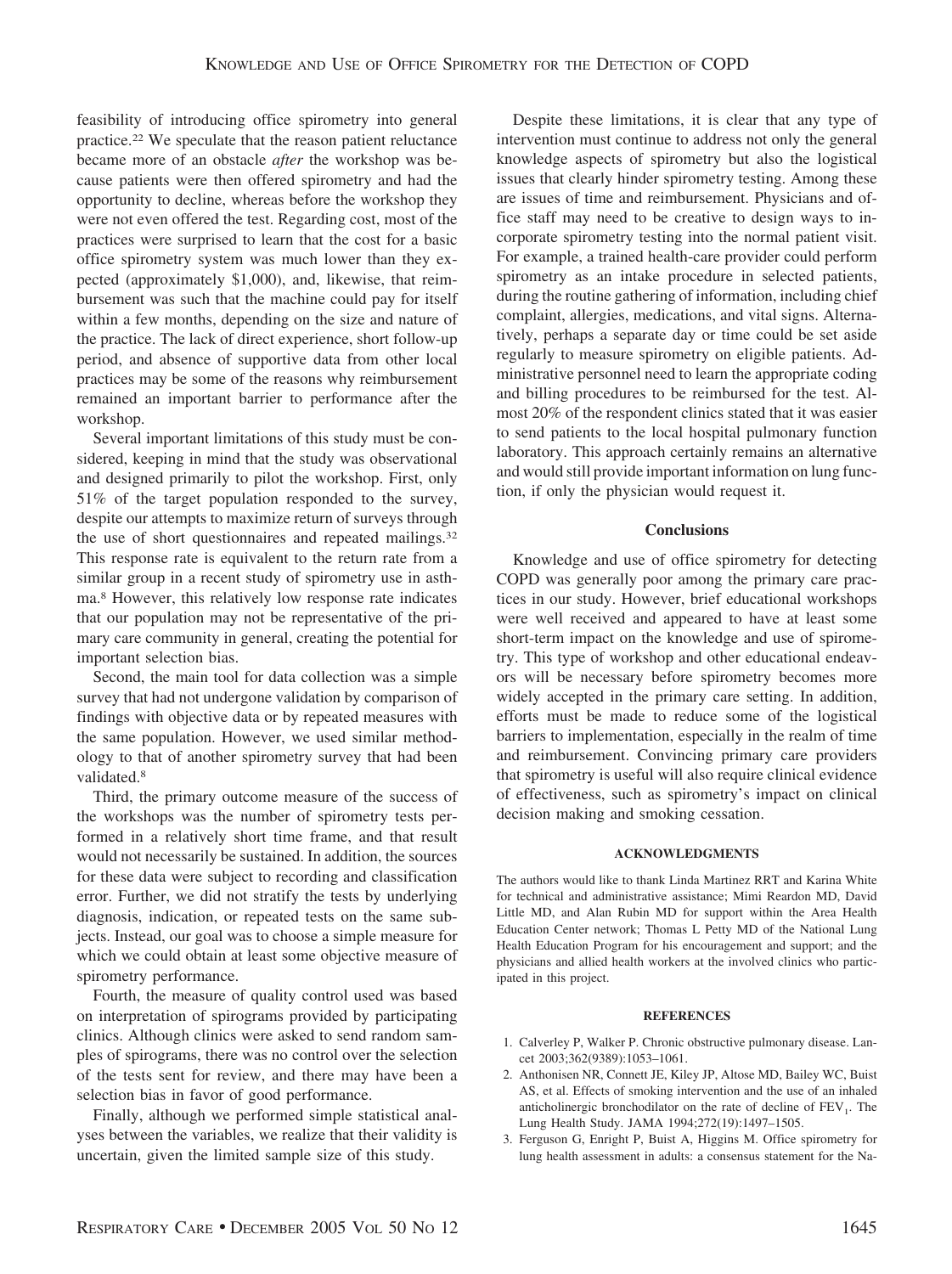feasibility of introducing office spirometry into general practice.[22] We speculate that the reason patient reluctance became more of an obstacle *after* the workshop was because patients were then offered spirometry and had the opportunity to decline, whereas before the workshop they were not even offered the test. Regarding cost, most of the practices were surprised to learn that the cost for a basic office spirometry system was much lower than they expected (approximately $1,000), and, likewise, that reimbursement was such that the machine could pay for itself within a few months, depending on the size and nature of the practice. The lack of direct experience, short follow-up period, and absence of supportive data from other local practices may be some of the reasons why reimbursement remained an important barrier to performance after the workshop.

Several important limitations of this study must be considered, keeping in mind that the study was observational and designed primarily to pilot the workshop. First, only 51% of the target population responded to the survey, despite our attempts to maximize return of surveys through the use of short questionnaires and repeated mailings.[32] This response rate is equivalent to the return rate from a similar group in a recent study of spirometry use in asthma.[8] However, this relatively low response rate indicates that our population may not be representative of the primary care community in general, creating the potential for important selection bias.

Second, the main tool for data collection was a simple survey that had not undergone validation by comparison of findings with objective data or by repeated measures with the same population. However, we used similar methodology to that of another spirometry survey that had been validated.[8]

Third, the primary outcome measure of the success of the workshops was the number of spirometry tests performed in a relatively short time frame, and that result would not necessarily be sustained. In addition, the sources for these data were subject to recording and classification error. Further, we did not stratify the tests by underlying diagnosis, indication, or repeated tests on the same subjects. Instead, our goal was to choose a simple measure for which we could obtain at least some objective measure of spirometry performance.

Fourth, the measure of quality control used was based on interpretation of spirograms provided by participating clinics. Although clinics were asked to send random samples of spirograms, there was no control over the selection of the tests sent for review, and there may have been a selection bias in favor of good performance.

Finally, although we performed simple statistical analyses between the variables, we realize that their validity is uncertain, given the limited sample size of this study.

Despite these limitations, it is clear that any type of intervention must continue to address not only the general knowledge aspects of spirometry but also the logistical issues that clearly hinder spirometry testing. Among these are issues of time and reimbursement. Physicians and office staff may need to be creative to design ways to incorporate spirometry testing into the normal patient visit. For example, a trained health-care provider could perform spirometry as an intake procedure in selected patients, during the routine gathering of information, including chief complaint, allergies, medications, and vital signs. Alternatively, perhaps a separate day or time could be set aside regularly to measure spirometry on eligible patients. Administrative personnel need to learn the appropriate coding and billing procedures to be reimbursed for the test. Almost 20% of the respondent clinics stated that it was easier to send patients to the local hospital pulmonary function laboratory. This approach certainly remains an alternative and would still provide important information on lung function, if only the physician would request it.

## Conclusions

Knowledge and use of office spirometry for detecting COPD was generally poor among the primary care practices in our study. However, brief educational workshops were well received and appeared to have at least some short-term impact on the knowledge and use of spirometry. This type of workshop and other educational endeavors will be necessary before spirometry becomes more widely accepted in the primary care setting. In addition, efforts must be made to reduce some of the logistical barriers to implementation, especially in the realm of time and reimbursement. Convincing primary care providers that spirometry is useful will also require clinical evidence of effectiveness, such as spirometry's impact on clinical decision making and smoking cessation.

### ACKNOWLEDGMENTS

The authors would like to thank Linda Martinez RRT and Karina White for technical and administrative assistance; Mimi Reardon MD, David Little MD, and Alan Rubin MD for support within the Area Health Education Center network; Thomas L Petty MD of the National Lung Health Education Program for his encouragement and support; and the physicians and allied health workers at the involved clinics who participated in this project.

### REFERENCES

1. Calverley P, Walker P. Chronic obstructive pulmonary disease. Lancet 2003;362(9389):1053–1061.
2. Anthonisen NR, Connett JE, Kiley JP, Altose MD, Bailey WC, Buist AS, et al. Effects of smoking intervention and the use of an inhaled anticholinergic bronchodilator on the rate of decline of $FEV_1$. The Lung Health Study. JAMA 1994;272(19):1497–1505.
3. Ferguson G, Enright P, Buist A, Higgins M. Office spirometry for lung health assessment in adults: a consensus statement for the Na-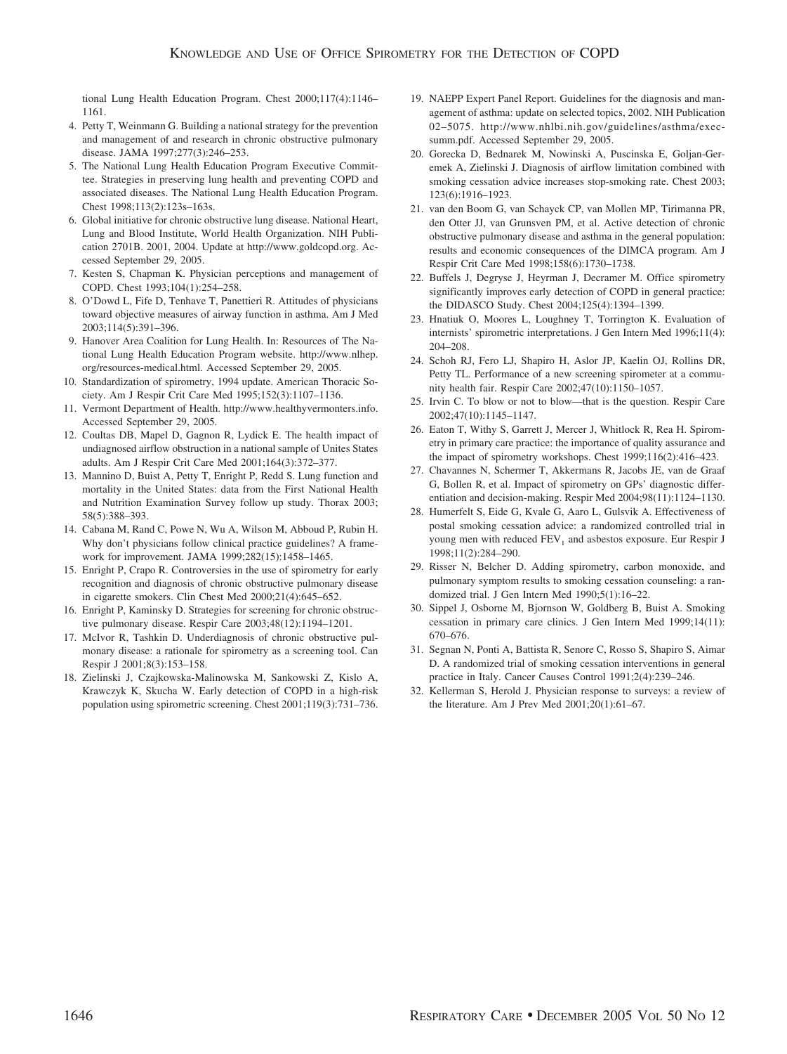tional Lung Health Education Program. Chest 2000;117(4):1146–1161.

4. Petty T, Weinmann G. Building a national strategy for the prevention and management of and research in chronic obstructive pulmonary disease. JAMA 1997;277(3):246–253.
5. The National Lung Health Education Program Executive Committee. Strategies in preserving lung health and preventing COPD and associated diseases. The National Lung Health Education Program. Chest 1998;113(2):123s–163s.
6. Global initiative for chronic obstructive lung disease. National Heart, Lung and Blood Institute, World Health Organization. NIH Publication 2701B. 2001, 2004. Update at http://www.goldcopd.org. Accessed September 29, 2005.
7. Kesten S, Chapman K. Physician perceptions and management of COPD. Chest 1993;104(1):254–258.
8. O'Dowd L, Fife D, Tenhave T, Panettieri R. Attitudes of physicians toward objective measures of airway function in asthma. Am J Med 2003;114(5):391–396.
9. Hanover Area Coalition for Lung Health. In: Resources of The National Lung Health Education Program website. http://www.nlhep.org/resources-medical.html. Accessed September 29, 2005.
10. Standardization of spirometry, 1994 update. American Thoracic Society. Am J Respir Crit Care Med 1995;152(3):1107–1136.
11. Vermont Department of Health. http://www.healthyvermonters.info. Accessed September 29, 2005.
12. Coultas DB, Mapel D, Gagnon R, Lydick E. The health impact of undiagnosed airflow obstruction in a national sample of Unites States adults. Am J Respir Crit Care Med 2001;164(3):372–377.
13. Mannino D, Buist A, Petty T, Enright P, Redd S. Lung function and mortality in the United States: data from the First National Health and Nutrition Examination Survey follow up study. Thorax 2003;58(5):388–393.
14. Cabana M, Rand C, Powe N, Wu A, Wilson M, Abboud P, Rubin H. Why don't physicians follow clinical practice guidelines? A framework for improvement. JAMA 1999;282(15):1458–1465.
15. Enright P, Crapo R. Controversies in the use of spirometry for early recognition and diagnosis of chronic obstructive pulmonary disease in cigarette smokers. Clin Chest Med 2000;21(4):645–652.
16. Enright P, Kaminsky D. Strategies for screening for chronic obstructive pulmonary disease. Respir Care 2003;48(12):1194–1201.
17. McIvor R, Tashkin D. Underdiagnosis of chronic obstructive pulmonary disease: a rationale for spirometry as a screening tool. Can Respir J 2001;8(3):153–158.
18. Zielinski J, Czajkowska-Malinowska M, Sankowski Z, Kislo A, Krawczyk K, Skucha W. Early detection of COPD in a high-risk population using spirometric screening. Chest 2001;119(3):731–736.
19. NAEPP Expert Panel Report. Guidelines for the diagnosis and management of asthma: update on selected topics, 2002. NIH Publication 02–5075. http://www.nhlbi.nih.gov/guidelines/asthma/execsumm.pdf. Accessed September 29, 2005.
20. Gorecka D, Bednarek M, Nowinski A, Puscinska E, Goljan-Geremek A, Zielinski J. Diagnosis of airflow limitation combined with smoking cessation advice increases stop-smoking rate. Chest 2003;123(6):1916–1923.
21. van den Boom G, van Schayck CP, van Mollen MP, Tirimanna PR, den Otter JJ, van Grunsven PM, et al. Active detection of chronic obstructive pulmonary disease and asthma in the general population: results and economic consequences of the DIMCA program. Am J Respir Crit Care Med 1998;158(6):1730–1738.
22. Buffels J, Degryse J, Heyrman J, Decramer M. Office spirometry significantly improves early detection of COPD in general practice: the DIDASCO Study. Chest 2004;125(4):1394–1399.
23. Hnatiuk O, Moores L, Loughney T, Torrington K. Evaluation of internists' spirometric interpretations. J Gen Intern Med 1996;11(4):204–208.
24. Schoh RJ, Fero LJ, Shapiro H, Aslor JP, Kaelin OJ, Rollins DR, Petty TL. Performance of a new screening spirometer at a community health fair. Respir Care 2002;47(10):1150–1057.
25. Irvin C. To blow or not to blow—that is the question. Respir Care 2002;47(10):1145–1147.
26. Eaton T, Withy S, Garrett J, Mercer J, Whitlock R, Rea H. Spirometry in primary care practice: the importance of quality assurance and the impact of spirometry workshops. Chest 1999;116(2):416–423.
27. Chavannes N, Schermer T, Akkermans R, Jacobs JE, van de Graaf G, Bollen R, et al. Impact of spirometry on GPs' diagnostic differentiation and decision-making. Respir Med 2004;98(11):1124–1130.
28. Humerfelt S, Eide G, Kvale G, Aaro L, Gulsvik A. Effectiveness of postal smoking cessation advice: a randomized controlled trial in young men with reduced $FEV_1$ and asbestos exposure. Eur Respir J 1998;11(2):284–290.
29. Risser N, Belcher D. Adding spirometry, carbon monoxide, and pulmonary symptom results to smoking cessation counseling: a randomized trial. J Gen Intern Med 1990;5(1):16–22.
30. Sippel J, Osborne M, Bjornson W, Goldberg B, Buist A. Smoking cessation in primary care clinics. J Gen Intern Med 1999;14(11):670–676.
31. Segnan N, Ponti A, Battista R, Senore C, Rosso S, Shapiro S, Aimar D. A randomized trial of smoking cessation interventions in general practice in Italy. Cancer Causes Control 1991;2(4):239–246.
32. Kellerman S, Herold J. Physician response to surveys: a review of the literature. Am J Prev Med 2001;20(1):61–67.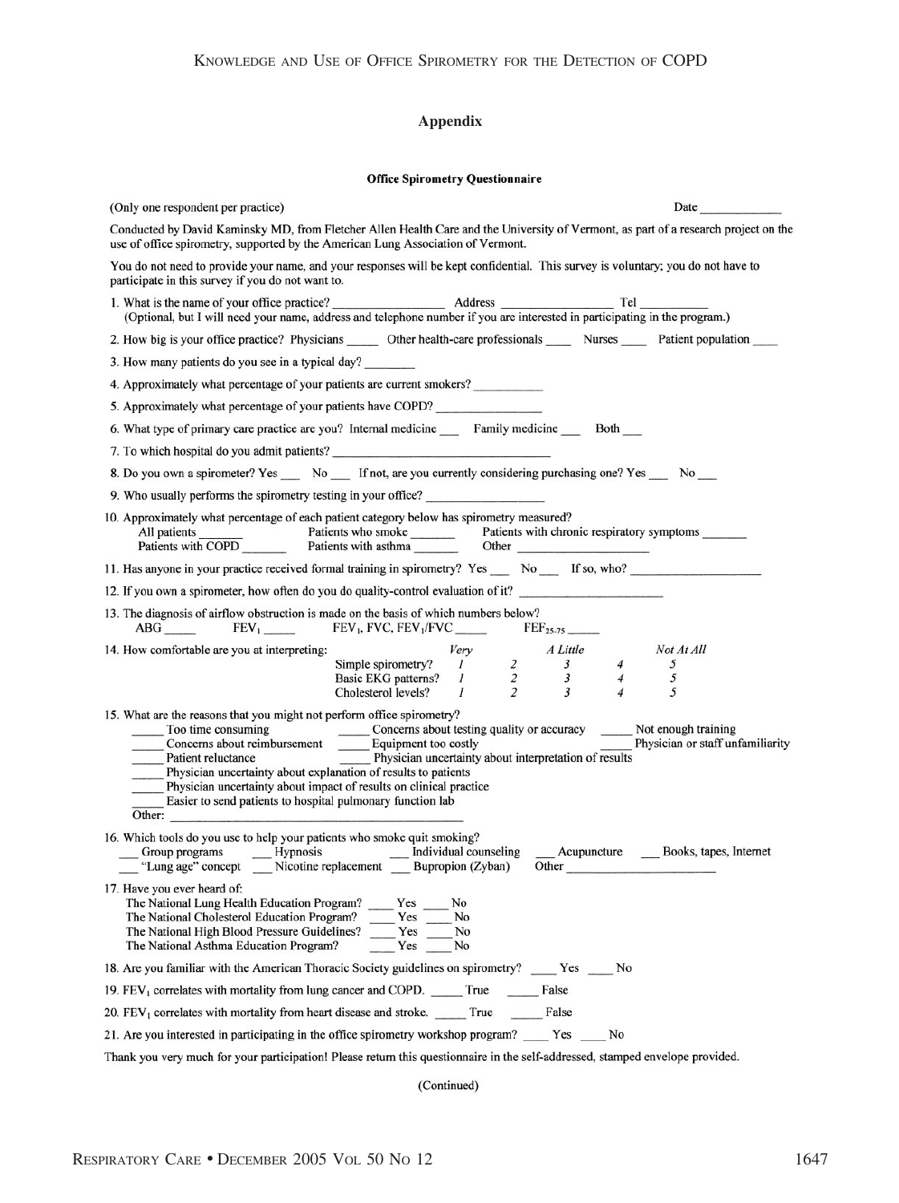## Appendix

### Office Spirometry Questionnaire

(Only one respondent per practice) Date ____________

Conducted by David Kaminsky MD, from Fletcher Allen Health Care and the University of Vermont, as part of a research project on the use of office spirometry, supported by the American Lung Association of Vermont.

You do not need to provide your name, and your responses will be kept confidential. This survey is voluntary; you do not have to participate in this survey if you do not want to.

1. What is the name of your office practice? ________________ Address ________________ Tel __________
 (Optional, but I will need your name, address and telephone number if you are interested in participating in the program.)
2. How big is your office practice? Physicians _____ Other health-care professionals ____ Nurses ____ Patient population ____
3. How many patients do you see in a typical day? ________
4. Approximately what percentage of your patients are current smokers? __________
5. Approximately what percentage of your patients have COPD? _______________
6. What type of primary care practice are you? Internal medicine ___ Family medicine ___ Both ___
7. To which hospital do you admit patients? ________________________________
8. Do you own a spirometer? Yes ___ No ___ If not, are you currently considering purchasing one? Yes ___ No ___
9. Who usually performs the spirometry testing in your office? _________________
10. Approximately what percentage of each patient category below has spirometry measured?
 All patients _______ Patients who smoke _______ Patients with chronic respiratory symptoms _______
 Patients with COPD _______ Patients with asthma _______ Other ___________________
11. Has anyone in your practice received formal training in spirometry? Yes ___ No ___ If so, who? ___________________
12. If you own a spirometer, how often do you do quality-control evaluation of it? ______________________
13. The diagnosis of airflow obstruction is made on the basis of which numbers below?
 ABG _____ $FEV_1$ _____ $FEV_1$, FVC, $FEV_1$/FVC _____ $FEF_{25-75}$ _____
14. How comfortable are you at interpreting:

| | *Very* | | *A Little* | | *Not At All* |
|---|---|---|---|---|---|
| Simple spirometry? | *1* | *2* | *3* | *4* | *5* |
| Basic EKG patterns? | *1* | *2* | *3* | *4* | *5* |
| Cholesterol levels? | *1* | *2* | *3* | *4* | *5* |

15. What are the reasons that you might not perform office spirometry?
 _____ Too time consuming _____ Concerns about testing quality or accuracy _____ Not enough training
 _____ Concerns about reimbursement _____ Equipment too costly _____ Physician or staff unfamiliarity
 _____ Patient reluctance _____ Physician uncertainty about interpretation of results
 _____ Physician uncertainty about explanation of results to patients
 _____ Physician uncertainty about impact of results on clinical practice
 _____ Easier to send patients to hospital pulmonary function lab
 Other: ______________________________________________
16. Which tools do you use to help your patients who smoke quit smoking?
 ___ Group programs ___ Hypnosis ___ Individual counseling ___ Acupuncture ___ Books, tapes, Internet
 ___ "Lung age" concept ___ Nicotine replacement ___ Bupropion (Zyban) Other ______________________
17. Have you ever heard of:
 The National Lung Health Education Program? ____ Yes ____ No
 The National Cholesterol Education Program? ____ Yes ____ No
 The National High Blood Pressure Guidelines? ____ Yes ____ No
 The National Asthma Education Program? ____ Yes ____ No
18. Are you familiar with the American Thoracic Society guidelines on spirometry? ____ Yes ____ No
19. $FEV_1$ correlates with mortality from lung cancer and COPD. _____ True _____ False
20. $FEV_1$ correlates with mortality from heart disease and stroke. _____ True _____ False
21. Are you interested in participating in the office spirometry workshop program? ____ Yes ____ No

Thank you very much for your participation! Please return this questionnaire in the self-addressed, stamped envelope provided.

(Continued)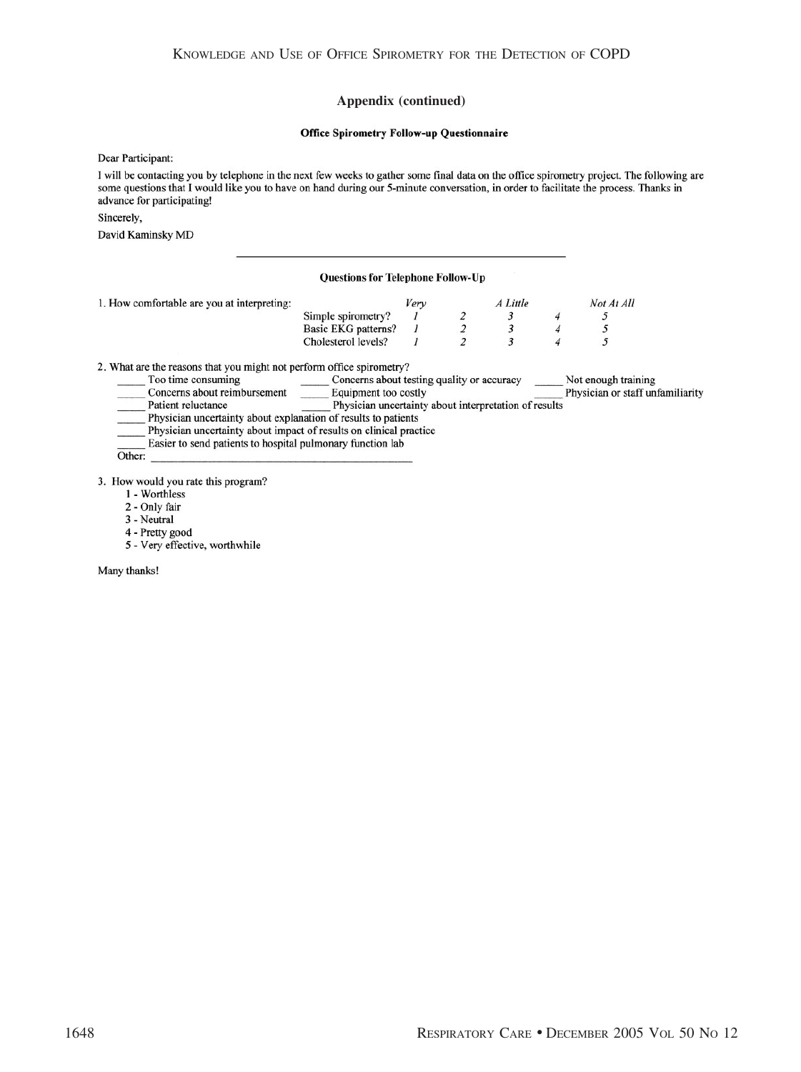## Appendix (continued)

### Office Spirometry Follow-up Questionnaire

Dear Participant:

I will be contacting you by telephone in the next few weeks to gather some final data on the office spirometry project. The following are some questions that I would like you to have on hand during our 5-minute conversation, in order to facilitate the process. Thanks in advance for participating!

Sincerely,

David Kaminsky MD

---

#### Questions for Telephone Follow-Up

1. How comfortable are you at interpreting:

| | *Very* | | *A Little* | | *Not At All* |
|---|---|---|---|---|---|
| Simple spirometry? | *1* | *2* | *3* | *4* | *5* |
| Basic EKG patterns? | *1* | *2* | *3* | *4* | *5* |
| Cholesterol levels? | *1* | *2* | *3* | *4* | *5* |

2. What are the reasons that you might not perform office spirometry?

_____ Too time consuming
_____ Concerns about testing quality or accuracy
_____ Not enough training
_____ Concerns about reimbursement
_____ Equipment too costly
_____ Physician or staff unfamiliarity
_____ Patient reluctance
_____ Physician uncertainty about interpretation of results
_____ Physician uncertainty about explanation of results to patients
_____ Physician uncertainty about impact of results on clinical practice
_____ Easier to send patients to hospital pulmonary function lab
Other: ______________________________

3. How would you rate this program?
   - 1 - Worthless
   - 2 - Only fair
   - 3 - Neutral
   - 4 - Pretty good
   - 5 - Very effective, worthwhile

Many thanks!